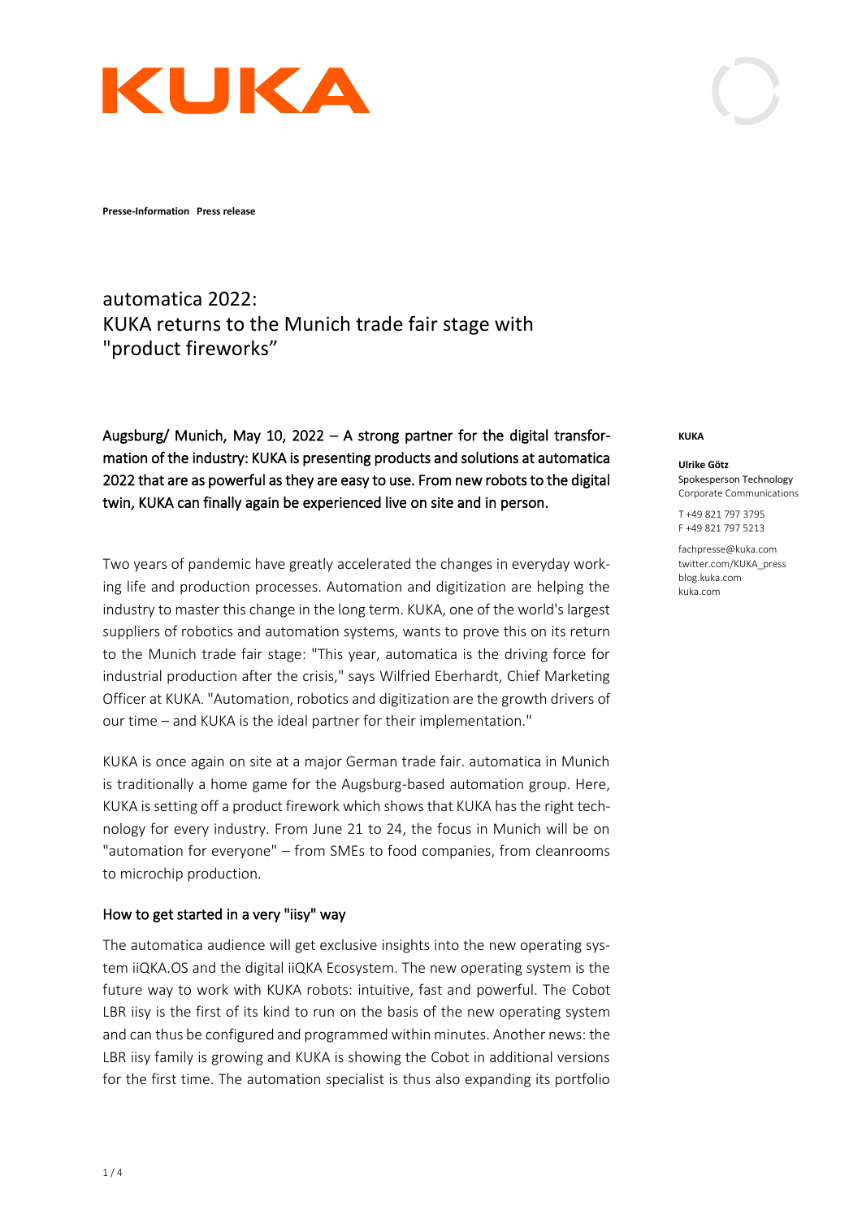**Presse-Information Press release**

# automatica 2022: KUKA returns to the Munich trade fair stage with "product fireworks"

**KUKA**

**Ulrike Götz**
Spokesperson Technology
Corporate Communications

T +49 821 797 3795
F +49 821 797 5213

fachpresse@kuka.com
twitter.com/KUKA_press
blog.kuka.com
kuka.com

Augsburg/ Munich, May 10, 2022 – A strong partner for the digital transformation of the industry: KUKA is presenting products and solutions at automatica 2022 that are as powerful as they are easy to use. From new robots to the digital twin, KUKA can finally again be experienced live on site and in person.

Two years of pandemic have greatly accelerated the changes in everyday working life and production processes. Automation and digitization are helping the industry to master this change in the long term. KUKA, one of the world's largest suppliers of robotics and automation systems, wants to prove this on its return to the Munich trade fair stage: "This year, automatica is the driving force for industrial production after the crisis," says Wilfried Eberhardt, Chief Marketing Officer at KUKA. "Automation, robotics and digitization are the growth drivers of our time – and KUKA is the ideal partner for their implementation."

KUKA is once again on site at a major German trade fair. automatica in Munich is traditionally a home game for the Augsburg-based automation group. Here, KUKA is setting off a product firework which shows that KUKA has the right technology for every industry. From June 21 to 24, the focus in Munich will be on "automation for everyone" – from SMEs to food companies, from cleanrooms to microchip production.

## How to get started in a very "iisy" way

The automatica audience will get exclusive insights into the new operating system iiQKA.OS and the digital iiQKA Ecosystem. The new operating system is the future way to work with KUKA robots: intuitive, fast and powerful. The Cobot LBR iisy is the first of its kind to run on the basis of the new operating system and can thus be configured and programmed within minutes. Another news: the LBR iisy family is growing and KUKA is showing the Cobot in additional versions for the first time. The automation specialist is thus also expanding its portfolio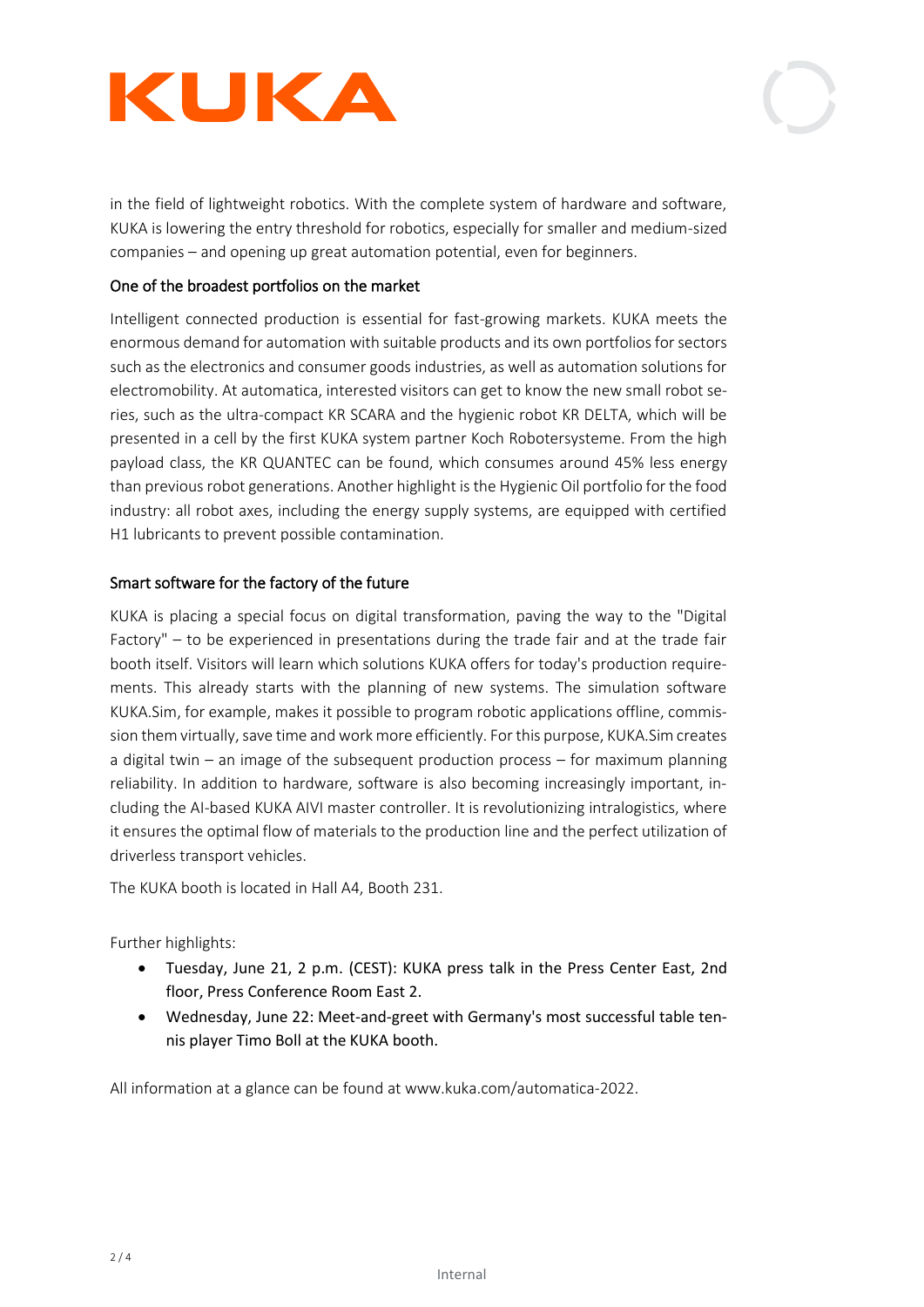in the field of lightweight robotics. With the complete system of hardware and software, KUKA is lowering the entry threshold for robotics, especially for smaller and medium-sized companies – and opening up great automation potential, even for beginners.

## One of the broadest portfolios on the market

Intelligent connected production is essential for fast-growing markets. KUKA meets the enormous demand for automation with suitable products and its own portfolios for sectors such as the electronics and consumer goods industries, as well as automation solutions for electromobility. At automatica, interested visitors can get to know the new small robot series, such as the ultra-compact KR SCARA and the hygienic robot KR DELTA, which will be presented in a cell by the first KUKA system partner Koch Robotersysteme. From the high payload class, the KR QUANTEC can be found, which consumes around 45% less energy than previous robot generations. Another highlight is the Hygienic Oil portfolio for the food industry: all robot axes, including the energy supply systems, are equipped with certified H1 lubricants to prevent possible contamination.

## Smart software for the factory of the future

KUKA is placing a special focus on digital transformation, paving the way to the "Digital Factory" – to be experienced in presentations during the trade fair and at the trade fair booth itself. Visitors will learn which solutions KUKA offers for today's production requirements. This already starts with the planning of new systems. The simulation software KUKA.Sim, for example, makes it possible to program robotic applications offline, commission them virtually, save time and work more efficiently. For this purpose, KUKA.Sim creates a digital twin – an image of the subsequent production process – for maximum planning reliability. In addition to hardware, software is also becoming increasingly important, including the AI-based KUKA AIVI master controller. It is revolutionizing intralogistics, where it ensures the optimal flow of materials to the production line and the perfect utilization of driverless transport vehicles.

The KUKA booth is located in Hall A4, Booth 231.

Further highlights:

- Tuesday, June 21, 2 p.m. (CEST): KUKA press talk in the Press Center East, 2nd floor, Press Conference Room East 2.
- Wednesday, June 22: Meet-and-greet with Germany's most successful table tennis player Timo Boll at the KUKA booth.

All information at a glance can be found at www.kuka.com/automatica-2022.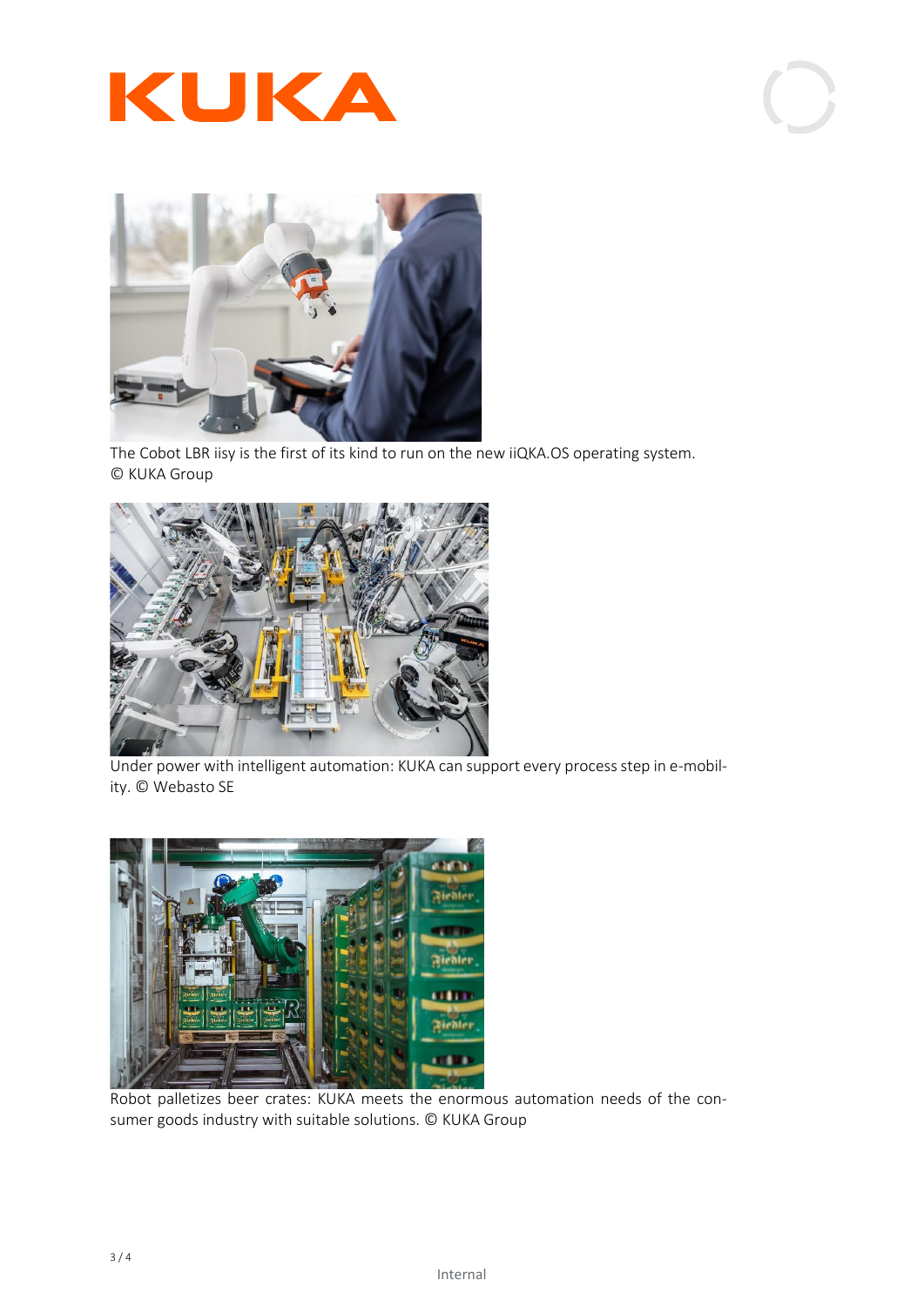The Cobot LBR iisy is the first of its kind to run on the new iiQKA.OS operating system. © KUKA Group

Under power with intelligent automation: KUKA can support every process step in e-mobility. © Webasto SE

Robot palletizes beer crates: KUKA meets the enormous automation needs of the consumer goods industry with suitable solutions. © KUKA Group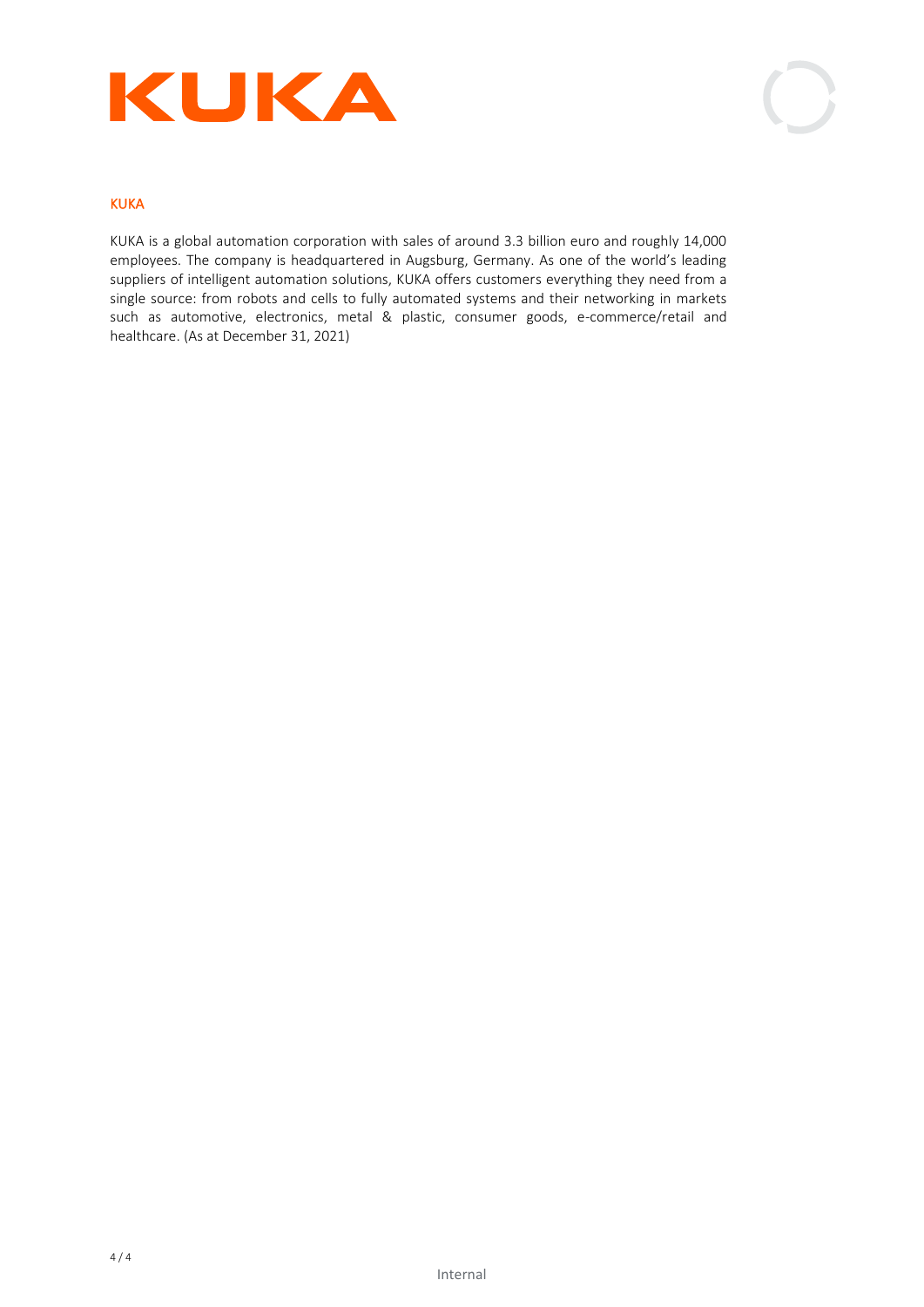## KUKA

KUKA is a global automation corporation with sales of around 3.3 billion euro and roughly 14,000 employees. The company is headquartered in Augsburg, Germany. As one of the world's leading suppliers of intelligent automation solutions, KUKA offers customers everything they need from a single source: from robots and cells to fully automated systems and their networking in markets such as automotive, electronics, metal & plastic, consumer goods, e-commerce/retail and healthcare. (As at December 31, 2021)